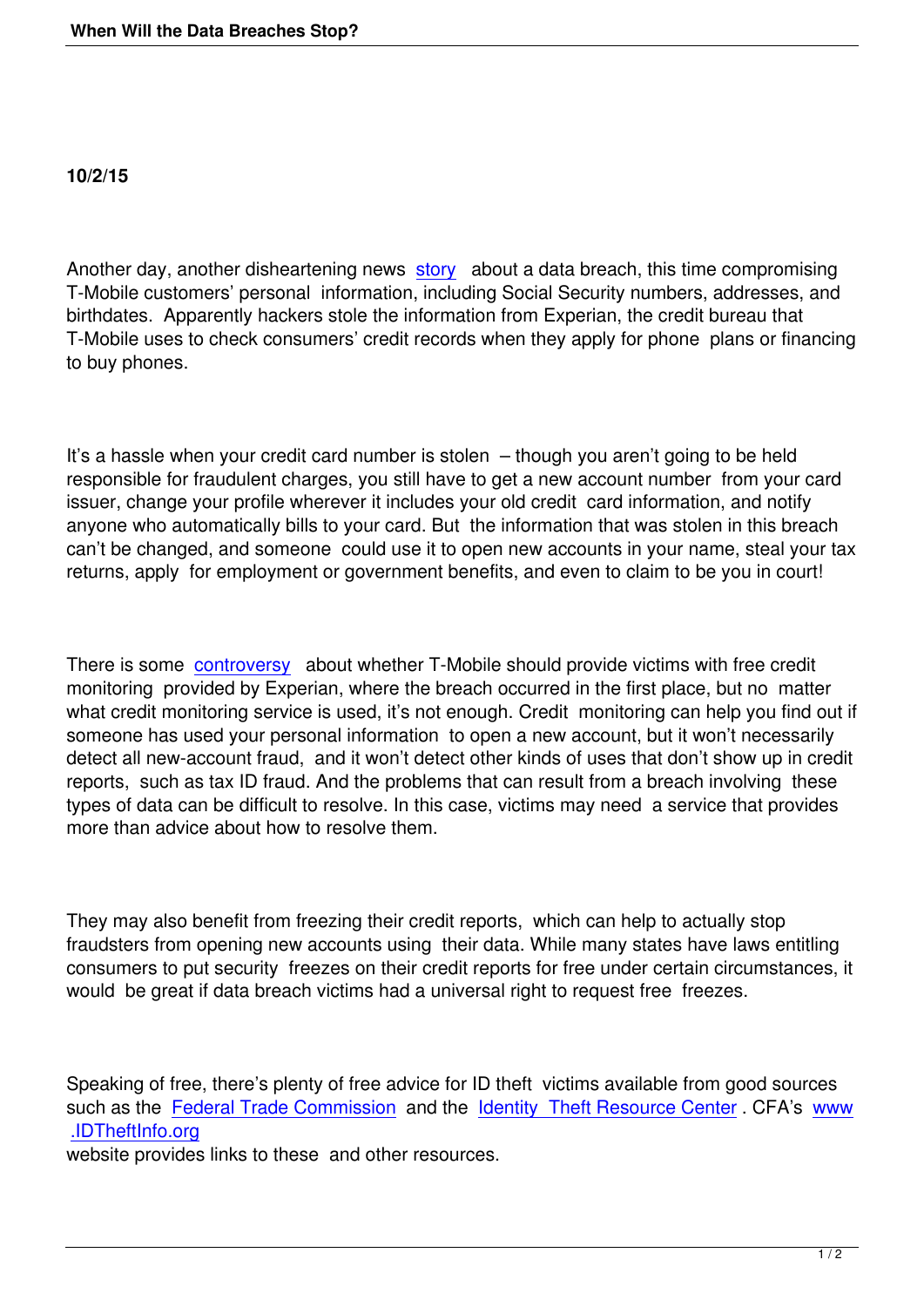**10/2/15**

Another day, another disheartening news story about a data breach, this time compromising T-Mobile customers' personal information, including Social Security numbers, addresses, and birthdates. Apparently hackers stole the information from Experian, the credit bureau that T-Mobile uses to check consumers' credit records when they apply for phone plans or financing to buy phones.

It's a hassle when your credit card number is stolen – though you aren't going to be held responsible for fraudulent charges, you still have to get a new account number from your card issuer, change your profile wherever it includes your old credit card information, and notify anyone who automatically bills to your card. But the information that was stolen in this breach can't be changed, and someone could use it to open new accounts in your name, steal your tax returns, apply for employment or government benefits, and even to claim to be you in court!

There is some controversy about whether T-Mobile should provide victims with free credit monitoring provided by Experian, where the breach occurred in the first place, but no matter what credit monitoring service is used, it's not enough. Credit monitoring can help you find out if someone has used your personal information to open a new account, but it won't necessarily detect all new-account fraud, and it won't detect other kinds of uses that don't show up in credit reports, such as tax ID fraud. And the problems that can result from a breach involving these types of data can be difficult to resolve. In this case, victims may need a service that provides more than advice about how to resolve them.

They may also benefit from freezing their credit reports, which can help to actually stop fraudsters from opening new accounts using their data. While many states have laws entitling consumers to put security freezes on their credit reports for free under certain circumstances, it would be great if data breach victims had a universal right to request free freezes.

Speaking of free, there's plenty of free advice for ID theft victims available from good sources such as the Federal Trade Commission and the Identity Theft Resource Center. CFA's www.IDTheftInfo.org website provides links to these and other resources.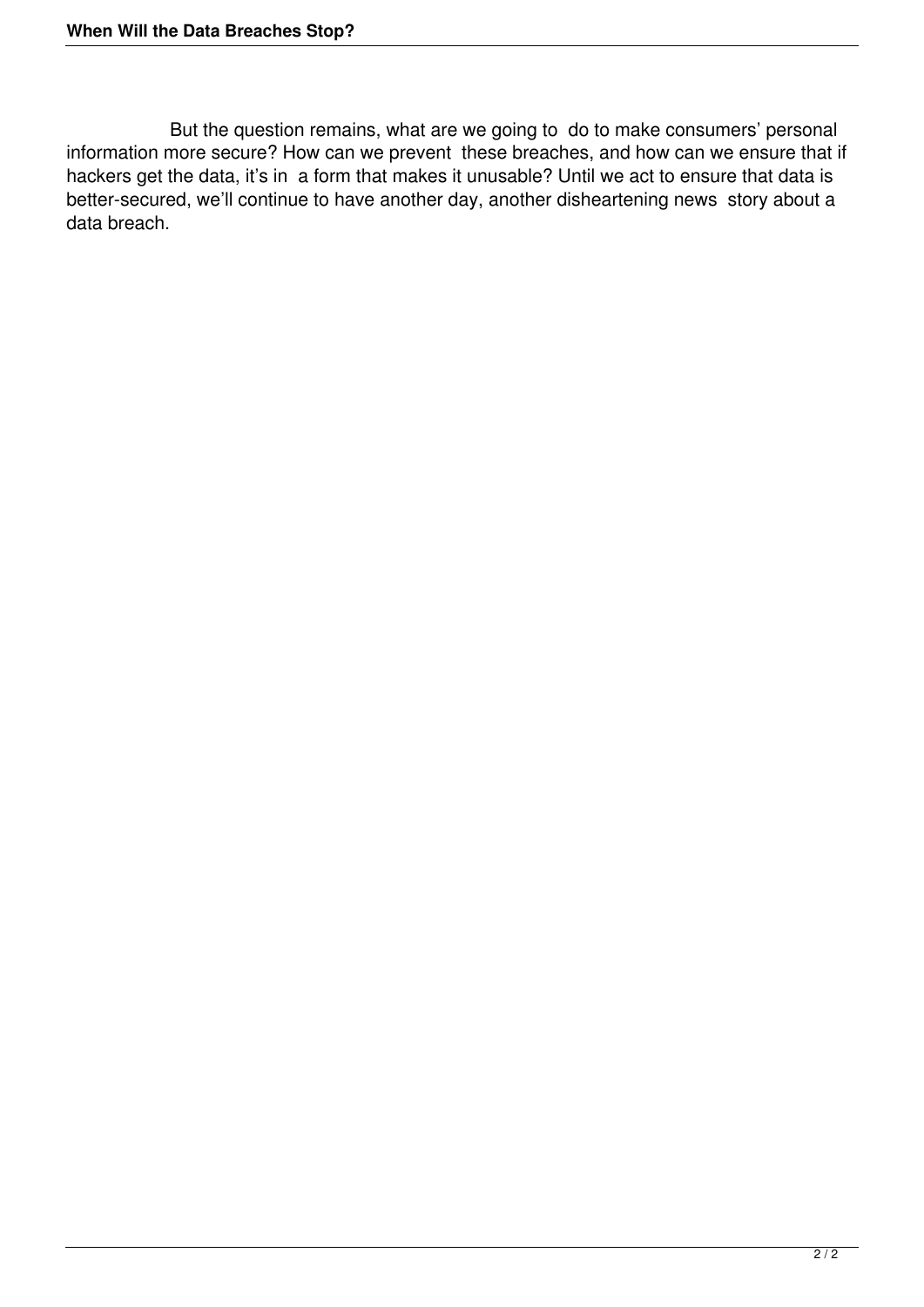But the question remains, what are we going to do to make consumers' personal information more secure? How can we prevent these breaches, and how can we ensure that if hackers get the data, it's in a form that makes it unusable? Until we act to ensure that data is better-secured, we'll continue to have another day, another disheartening news story about a data breach.